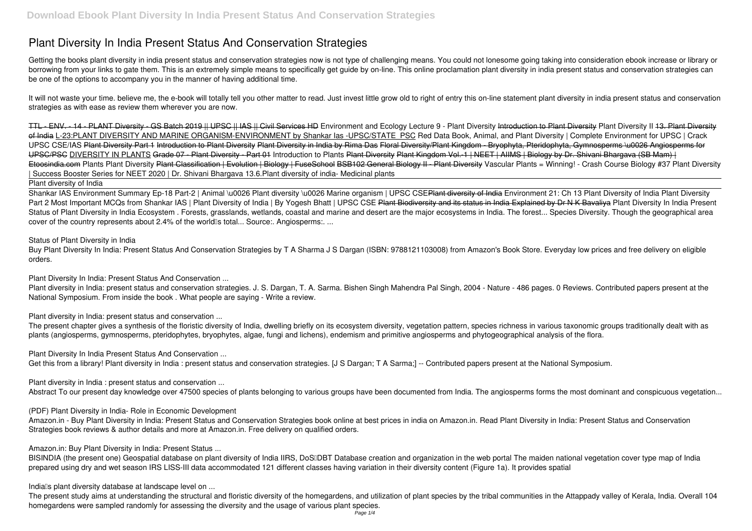# Plant Diversity In India Present Status And Conservation Strategies

Getting the books plant diversity in india present status and conservation strategies now is not type of challenging means. You could not lonesome going taking into consideration ebook increase or library or borrowing from your links to gate them. This is an extremely simple means to specifically get guide by on-line. This online proclamation plant diversity in india present status and conservation strategies can be one of the options to accompany you in the manner of having additional time.

It will not waste your time. believe me, the e-book will totally tell you other matter to read. Just invest little grow old to right of entry this on-line statement plant diversity in india present status and conservation strategies as with ease as review them wherever you are now.

~~TTL - ENV. - 14 - PLANT Diversity - GS Batch 2019 || UPSC || IAS || Civil Services HD~~ Environment and Ecology Lecture 9 - Plant Diversity ~~Introduction to Plant Diversity~~ Plant Diversity II ~~13. Plant Diversity of India~~ L-23:PLANT DIVERSITY AND MARINE ORGANISM-ENVIRONMENT by Shankar Ias -UPSC/STATE_PSC Red Data Book, Animal, and Plant Diversity | Complete Environment for UPSC | Crack UPSC CSE/IAS ~~Plant Diversity Part 1~~ ~~Introduction to Plant Diversity~~ ~~Plant Diversity in India by Rima Das~~ ~~Floral Diversity/Plant Kingdom - Bryophyta, Pteridophyta, Gymnosperms \u0026 Angiosperms for UPSC/PSC~~ DIVERSITY IN PLANTS ~~Grade 07 - Plant Diversity - Part 01~~ Introduction to Plants ~~Plant Diversity~~ ~~Plant Kingdom Vol.-1 | NEET | AIIMS | Biology by Dr. Shivani Bhargava (SB Mam) | Etoosindia.com~~ Plants Plant Diversity ~~Plant Classification | Evolution | Biology | FuseSchool~~ ~~BSB102 General Biology II - Plant Diversity~~ Vascular Plants = Winning! - Crash Course Biology #37 Plant Diversity | Success Booster Series for NEET 2020 | Dr. Shivani Bhargava 13.6.Plant diversity of india- Medicinal plants

Plant diversity of India

Shankar IAS Environment Summary Ep-18 Part-2 | Animal \u0026 Plant diversity \u0026 Marine organism | UPSC CSE~~Plant diversity of India~~ Environment 21: Ch 13 Plant Diversity of India Plant Diversity Part 2 Most Important MCQs from Shankar IAS | Plant Diversity of India | By Yogesh Bhatt | UPSC CSE ~~Plant Biodiversity and its status in India Explained by Dr N K Bavaliya~~ Plant Diversity In India Present
Status of Plant Diversity in India Ecosystem . Forests, grasslands, wetlands, coastal and marine and desert are the major ecosystems in India. The forest... Species Diversity. Though the geographical area cover of the country represents about 2.4% of the world's total... Source:. Angiosperms:. ...

**Status of Plant Diversity in India**

Buy Plant Diversity In India: Present Status And Conservation Strategies by T A Sharma J S Dargan (ISBN: 9788121103008) from Amazon's Book Store. Everyday low prices and free delivery on eligible orders.

**Plant Diversity In India: Present Status And Conservation ...**

Plant diversity in India: present status and conservation strategies. J. S. Dargan, T. A. Sarma. Bishen Singh Mahendra Pal Singh, 2004 - Nature - 486 pages. 0 Reviews. Contributed papers present at the National Symposium. From inside the book . What people are saying - Write a review.

**Plant diversity in India: present status and conservation ...**

The present chapter gives a synthesis of the floristic diversity of India, dwelling briefly on its ecosystem diversity, vegetation pattern, species richness in various taxonomic groups traditionally dealt with as plants (angiosperms, gymnosperms, pteridophytes, bryophytes, algae, fungi and lichens), endemism and primitive angiosperms and phytogeographical analysis of the flora.

**Plant Diversity In India Present Status And Conservation ...**

Get this from a library! Plant diversity in India : present status and conservation strategies. [J S Dargan; T A Sarma;] -- Contributed papers present at the National Symposium.

**Plant diversity in India : present status and conservation ...**

Abstract To our present day knowledge over 47500 species of plants belonging to various groups have been documented from India. The angiosperms forms the most dominant and conspicuous vegetation...

**(PDF) Plant Diversity in India- Role in Economic Development**

Amazon.in - Buy Plant Diversity in India: Present Status and Conservation Strategies book online at best prices in india on Amazon.in. Read Plant Diversity in India: Present Status and Conservation Strategies book reviews & author details and more at Amazon.in. Free delivery on qualified orders.

**Amazon.in: Buy Plant Diversity in India: Present Status ...**

BISINDIA (the present one) Geospatial database on plant diversity of India IIRS, DoS–DBT Database creation and organization in the web portal The maiden national vegetation cover type map of India prepared using dry and wet season IRS LISS-III data accommodated 121 different classes having variation in their diversity content (Figure 1a). It provides spatial

**India's plant diversity database at landscape level on ...**

The present study aims at understanding the structural and floristic diversity of the homegardens, and utilization of plant species by the tribal communities in the Attappady valley of Kerala, India. Overall 104 homegardens were sampled randomly for assessing the diversity and the usage of various plant species.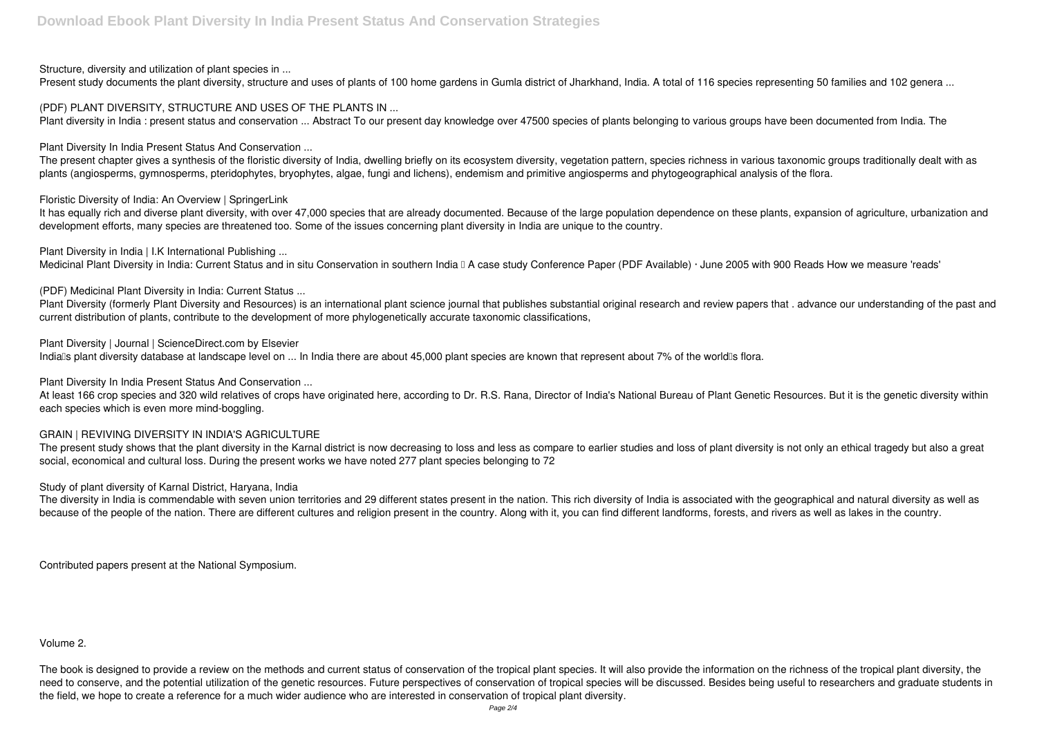Structure, diversity and utilization of plant species in ...

Present study documents the plant diversity, structure and uses of plants of 100 home gardens in Gumla district of Jharkhand, India. A total of 116 species representing 50 families and 102 genera ...

(PDF) PLANT DIVERSITY, STRUCTURE AND USES OF THE PLANTS IN ...

Plant diversity in India : present status and conservation ... Abstract To our present day knowledge over 47500 species of plants belonging to various groups have been documented from India. The

Plant Diversity In India Present Status And Conservation ...

The present chapter gives a synthesis of the floristic diversity of India, dwelling briefly on its ecosystem diversity, vegetation pattern, species richness in various taxonomic groups traditionally dealt with as plants (angiosperms, gymnosperms, pteridophytes, bryophytes, algae, fungi and lichens), endemism and primitive angiosperms and phytogeographical analysis of the flora.

Floristic Diversity of India: An Overview | SpringerLink

It has equally rich and diverse plant diversity, with over 47,000 species that are already documented. Because of the large population dependence on these plants, expansion of agriculture, urbanization and development efforts, many species are threatened too. Some of the issues concerning plant diversity in India are unique to the country.

Plant Diversity in India | I.K International Publishing ...

Medicinal Plant Diversity in India: Current Status and in situ Conservation in southern India – A case study Conference Paper (PDF Available) · June 2005 with 900 Reads How we measure 'reads'

(PDF) Medicinal Plant Diversity in India: Current Status ...

Plant Diversity (formerly Plant Diversity and Resources) is an international plant science journal that publishes substantial original research and review papers that . advance our understanding of the past and current distribution of plants, contribute to the development of more phylogenetically accurate taxonomic classifications,

Plant Diversity | Journal | ScienceDirect.com by Elsevier

India's plant diversity database at landscape level on ... In India there are about 45,000 plant species are known that represent about 7% of the world's flora.

Plant Diversity In India Present Status And Conservation ...

At least 166 crop species and 320 wild relatives of crops have originated here, according to Dr. R.S. Rana, Director of India's National Bureau of Plant Genetic Resources. But it is the genetic diversity within each species which is even more mind-boggling.

GRAIN | REVIVING DIVERSITY IN INDIA'S AGRICULTURE

The present study shows that the plant diversity in the Karnal district is now decreasing to loss and less as compare to earlier studies and loss of plant diversity is not only an ethical tragedy but also a great social, economical and cultural loss. During the present works we have noted 277 plant species belonging to 72

Study of plant diversity of Karnal District, Haryana, India

The diversity in India is commendable with seven union territories and 29 different states present in the nation. This rich diversity of India is associated with the geographical and natural diversity as well as because of the people of the nation. There are different cultures and religion present in the country. Along with it, you can find different landforms, forests, and rivers as well as lakes in the country.

Contributed papers present at the National Symposium.

Volume 2.

The book is designed to provide a review on the methods and current status of conservation of the tropical plant species. It will also provide the information on the richness of the tropical plant diversity, the need to conserve, and the potential utilization of the genetic resources. Future perspectives of conservation of tropical species will be discussed. Besides being useful to researchers and graduate students in the field, we hope to create a reference for a much wider audience who are interested in conservation of tropical plant diversity.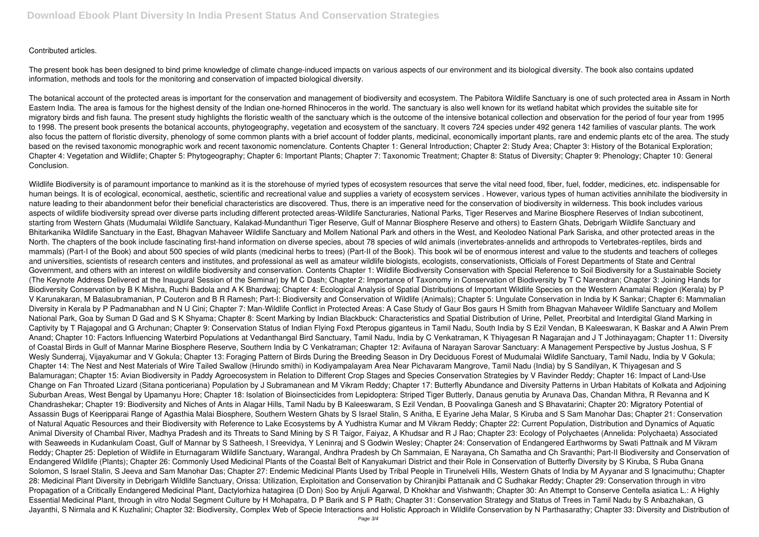Contributed articles.

The present book has been designed to bind prime knowledge of climate change-induced impacts on various aspects of our environment and its biological diversity. The book also contains updated information, methods and tools for the monitoring and conservation of impacted biological diversity.

The botanical account of the protected areas is important for the conservation and management of biodiversity and ecosystem. The Pabitora Wildlife Sanctuary is one of such protected area in Assam in North Eastern India. The area is famous for the highest density of the Indian one-horned Rhinoceros in the world. The sanctuary is also well known for its wetland habitat which provides the suitable site for migratory birds and fish fauna. The present study highlights the floristic wealth of the sanctuary which is the outcome of the intensive botanical collection and observation for the period of four year from 1995 to 1998. The present book presents the botanical accounts, phytogeography, vegetation and ecosystem of the sanctuary. It covers 724 species under 492 genera 142 families of vascular plants. The work also focus the pattern of floristic diversity, phenology of some common plants with a brief account of fodder plants, medicinal, economically important plants, rare and endemic plants etc of the area. The study based on the revised taxonomic monographic work and recent taxonomic nomenclature. Contents Chapter 1: General Introduction; Chapter 2: Study Area; Chapter 3: History of the Botanical Exploration; Chapter 4: Vegetation and Wildlife; Chapter 5: Phytogeography; Chapter 6: Important Plants; Chapter 7: Taxonomic Treatment; Chapter 8: Status of Diversity; Chapter 9: Phenology; Chapter 10: General Conclusion.

Wildlife Biodiversity is of paramount importance to mankind as it is the storehouse of myried types of ecosystem resources that serve the vital need food, fiber, fuel, fodder, medicines, etc. indispensable for human beings. It is of ecological, economical, aesthetic, scientific and recreational value and supplies a variety of ecosystem services . However, various types of human activities annihilate the biodiversity in nature leading to their abandonment befor their beneficial characteristics are discovered. Thus, there is an imperative need for the conservation of biodiversity in wilderness. This book includes various aspects of wildlife biodiversity spread over diverse parts including different protected areas-Wildlife Sancturaries, National Parks, Tiger Reserves and Marine Biosphere Reserves of Indian subcontinent, starting from Western Ghats (Mudumalai Wildlife Sanctuary, Kalakad-Mundanthuri Tiger Reserve, Gulf of Mannar Biosphere Reserve and others) to Eastern Ghats, Debrigarh Wildlife Sanctuary and Bhitarkanika Wildlife Sanctuary in the East, Bhagvan Mahaveer Wildlife Sanctuary and Mollem National Park and others in the West, and Keolodeo National Park Sariska, and other protected areas in the North. The chapters of the book include fascinating first-hand information on diverse species, about 78 species of wild animals (invertebrates-annelids and arthropods to Vertebrates-reptiles, birds and mammals) (Part-I of the Book) and about 500 species of wild plants (medicinal herbs to trees) (Part-II of the Book). This book wil be of enormous interest and value to the students and teachers of colleges and universities, scientists of research centers and institutes, and professional as well as amateur wildlife biologists, ecologists, conservationists, Officials of Forest Departments of State and Central Government, and others with an interest on wildlife biodiversity and conservation. Contents Chapter 1: Wildlife Biodiversity Conservation with Special Reference to Soil Biodiversity for a Sustainable Society (The Keynote Address Delivered at the Inaugural Session of the Seminar) by M C Dash; Chapter 2: Importance of Taxonomy in Conservation of Biodiversity by T C Narendran; Chapter 3: Joining Hands for Biodiversity Conservation by B K Mishra, Ruchi Badola and A K Bhardwaj; Chapter 4: Ecological Analysis of Spatial Distributions of Important Wildlife Species on the Western Anamalai Region (Kerala) by P V Karunakaran, M Balasubramanian, P Couteron and B R Ramesh; Part-I: Biodiversity and Conservation of Wildlife (Animals); Chapter 5: Ungulate Conservation in India by K Sankar; Chapter 6: Mammalian Diversity in Kerala by P Padmanabhan and N U Cini; Chapter 7: Man-Wildlife Conflict in Protected Areas: A Case Study of Gaur Bos gaurs H Smith from Bhagvan Mahaveer Wildlife Sanctuary and Mollem National Park, Goa by Suman D Gad and S K Shyama; Chapter 8: Scent Marking by Indian Blackbuck: Characteristics and Spatial Distribution of Urine, Pellet, Preorbital and Interdigital Gland Marking in Captivity by T Rajagopal and G Archunan; Chapter 9: Conservation Status of Indian Flying Foxd Pteropus giganteus in Tamil Nadu, South India by S Ezil Vendan, B Kaleeswaran, K Baskar and A Alwin Prem Anand; Chapter 10: Factors Influencing Waterbird Populations at Vedanthangal Bird Sanctuary, Tamil Nadu, India by C Venkatraman, K Thiyagesan R Nagarajan and J T Jothinayagam; Chapter 11: Diversity of Coastal Birds in Gulf of Mannar Marine Biosphere Reserve, Southern India by C Venkatraman; Chapter 12: Avifauna of Narayan Sarovar Sanctuary: A Management Perspective by Justus Joshua, S F Wesly Sunderraj, Vijayakumar and V Gokula; Chapter 13: Foraging Pattern of Birds During the Breeding Season in Dry Deciduous Forest of Mudumalai Wildlife Sanctuary, Tamil Nadu, India by V Gokula; Chapter 14: The Nest and Nest Materials of Wire Tailed Swallow (Hirundo smithi) in Kodiyampalayam Area Near Pichavaram Mangrove, Tamil Nadu (India) by S Sandilyan, K Thiyagesan and S Balamuragan; Chapter 15: Avian Biodiversity in Paddy Agroecosystem in Relation to Different Crop Stages and Species Conservation Strategies by V Ravinder Reddy; Chapter 16: Impact of Land-Use Change on Fan Throated Lizard (Sitana ponticeriana) Population by J Subramanean and M Vikram Reddy; Chapter 17: Butterfly Abundance and Diversity Patterns in Urban Habitats of Kolkata and Adjoining Suburban Areas, West Bengal by Upamanyu Hore; Chapter 18: Isolation of Bioinsecticides from Lepidoptera: Striped Tiger Butterly, Danaus genutia by Arunava Das, Chandan Mithra, R Revanna and K Chandrashekar; Chapter 19: Biodiversity and Niches of Ants in Alagar Hills, Tamil Nadu by B Kaleeswaram, S Ezil Vendan, B Poovalinga Ganesh and S Bhavatarini; Chapter 20: Migratory Potential of Assassin Bugs of Keeripparai Range of Agasthia Malai Biosphere, Southern Western Ghats by S Israel Stalin, S Anitha, E Eyarine Jeha Malar, S Kiruba and S Sam Manohar Das; Chapter 21: Conservation of Natural Aquatic Resources and their Biodiversity with Reference to Lake Ecosystems by A Yudhistra Kumar and M Vikram Reddy; Chapter 22: Current Population, Distribution and Dynamics of Aquatic Animal Diversity of Chambal River, Madhya Pradesh and its Threats to Sand Mining by S R Taigor, Faiyaz, A Khudsar and R J Rao; Chapter 23: Ecology of Polychaetes (Annelida: Polychaeta) Associated with Seaweeds in Kudankulam Coast, Gulf of Mannar by S Satheesh, I Sreevidya, Y Leninraj and S Godwin Wesley; Chapter 24: Conservation of Endangered Earthworms by Swati Pattnaik and M Vikram Reddy; Chapter 25: Depletion of Wildlife in Eturnagaram Wildlife Sanctuary, Warangal, Andhra Pradesh by Ch Sammaian, E Narayana, Ch Samatha and Ch Sravanthi; Part-II Biodiversity and Conservation of Endangered Wildlife (Plants); Chapter 26: Commonly Used Medicinal Plants of the Coastal Belt of Kanyakumari District and their Role in Conservation of Butterfly Diversity by S Kiruba, S Ruba Gnana Solomon, S Israel Stalin, S Jeeva and Sam Manohar Das; Chapter 27: Endemic Medicinal Plants Used by Tribal People in Tirunelveli Hills, Western Ghats of India by M Ayyanar and S Ignacimuthu; Chapter 28: Medicinal Plant Diversity in Debrigarh Wildlife Sanctuary, Orissa: Utilization, Exploitation and Conservation by Chiranjibi Pattanaik and C Sudhakar Reddy; Chapter 29: Conservation through in vitro Propagation of a Critically Endangered Medicinal Plant, Dactylorhiza hatagirea (D Don) Soo by Anjuli Agarwal, D Khokhar and Vishwanth; Chapter 30: An Attempt to Conserve Centella asiatica L.: A Highly Essential Medicinal Plant, through in vitro Nodal Segment Culture by H Mohapatra, D P Barik and S P Rath; Chapter 31: Conservation Strategy and Status of Trees in Tamil Nadu by S Anbazhakan, G Jayanthi, S Nirmala and K Kuzhalini; Chapter 32: Biodiversity, Complex Web of Specie Interactions and Holistic Approach in Wildlife Conservation by N Parthasarathy; Chapter 33: Diversity and Distribution of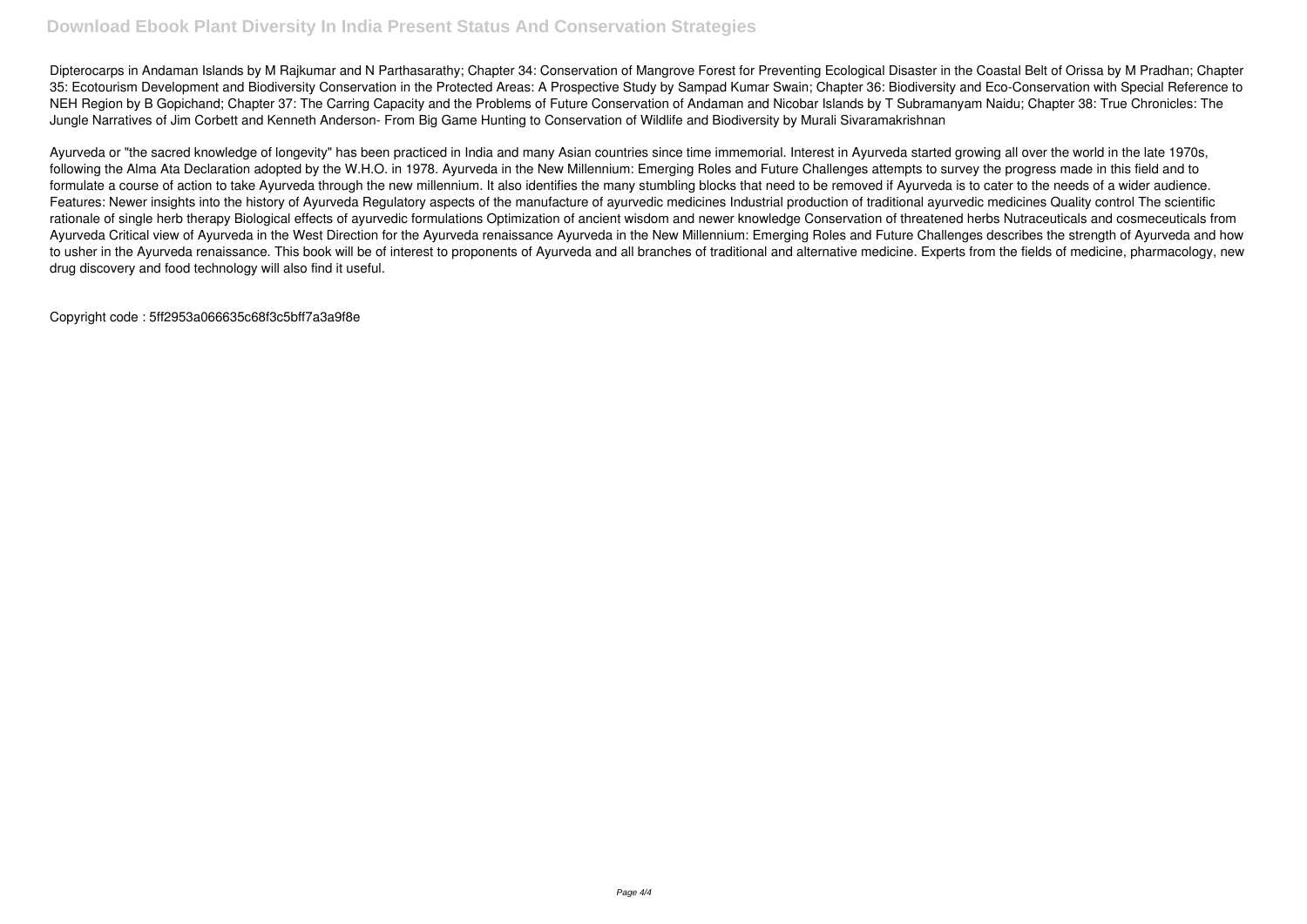Dipterocarps in Andaman Islands by M Rajkumar and N Parthasarathy; Chapter 34: Conservation of Mangrove Forest for Preventing Ecological Disaster in the Coastal Belt of Orissa by M Pradhan; Chapter 35: Ecotourism Development and Biodiversity Conservation in the Protected Areas: A Prospective Study by Sampad Kumar Swain; Chapter 36: Biodiversity and Eco-Conservation with Special Reference to NEH Region by B Gopichand; Chapter 37: The Carring Capacity and the Problems of Future Conservation of Andaman and Nicobar Islands by T Subramanyam Naidu; Chapter 38: True Chronicles: The Jungle Narratives of Jim Corbett and Kenneth Anderson- From Big Game Hunting to Conservation of Wildlife and Biodiversity by Murali Sivaramakrishnan

Ayurveda or "the sacred knowledge of longevity" has been practiced in India and many Asian countries since time immemorial. Interest in Ayurveda started growing all over the world in the late 1970s, following the Alma Ata Declaration adopted by the W.H.O. in 1978. Ayurveda in the New Millennium: Emerging Roles and Future Challenges attempts to survey the progress made in this field and to formulate a course of action to take Ayurveda through the new millennium. It also identifies the many stumbling blocks that need to be removed if Ayurveda is to cater to the needs of a wider audience. Features: Newer insights into the history of Ayurveda Regulatory aspects of the manufacture of ayurvedic medicines Industrial production of traditional ayurvedic medicines Quality control The scientific rationale of single herb therapy Biological effects of ayurvedic formulations Optimization of ancient wisdom and newer knowledge Conservation of threatened herbs Nutraceuticals and cosmeceuticals from Ayurveda Critical view of Ayurveda in the West Direction for the Ayurveda renaissance Ayurveda in the New Millennium: Emerging Roles and Future Challenges describes the strength of Ayurveda and how to usher in the Ayurveda renaissance. This book will be of interest to proponents of Ayurveda and all branches of traditional and alternative medicine. Experts from the fields of medicine, pharmacology, new drug discovery and food technology will also find it useful.

Copyright code : 5ff2953a066635c68f3c5bff7a3a9f8e